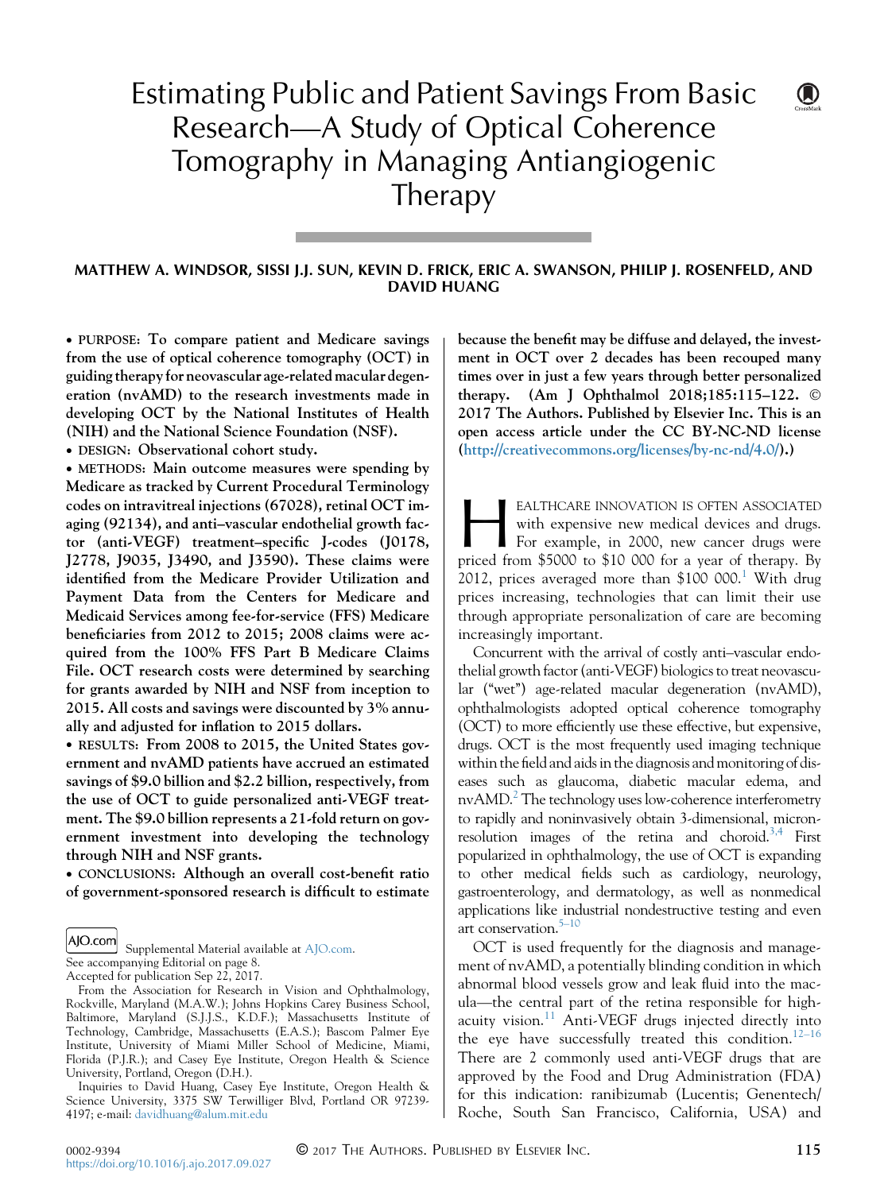# Estimating Public and Patient Savings From Basic Research—A Study of Optical Coherence Tomography in Managing Antiangiogenic Therapy

**MATTHEW A. WINDSOR, SISSI J.J. SUN, KEVIN D. FRICK, ERIC A. SWANSON, PHILIP J. ROSENFELD, AND DAVID HUANG**

**• PURPOSE:** To compare patient and Medicare savings from the use of optical coherence tomography (OCT) in guiding therapy for neovascular age-related macular degeneration (nvAMD) to the research investments made in developing OCT by the National Institutes of Health (NIH) and the National Science Foundation (NSF).

**• DESIGN:** Observational cohort study.

**• METHODS:** Main outcome measures were spending by Medicare as tracked by Current Procedural Terminology codes on intravitreal injections (67028), retinal OCT imaging (92134), and anti–vascular endothelial growth factor (anti-VEGF) treatment–specific J-codes (J0178, J2778, J9035, J3490, and J3590). These claims were identified from the Medicare Provider Utilization and Payment Data from the Centers for Medicare and Medicaid Services among fee-for-service (FFS) Medicare beneficiaries from 2012 to 2015; 2008 claims were acquired from the 100% FFS Part B Medicare Claims File. OCT research costs were determined by searching for grants awarded by NIH and NSF from inception to 2015. All costs and savings were discounted by 3% annually and adjusted for inflation to 2015 dollars.

**• RESULTS:** From 2008 to 2015, the United States government and nvAMD patients have accrued an estimated savings of $9.0 billion and $2.2 billion, respectively, from the use of OCT to guide personalized anti-VEGF treatment. The $9.0 billion represents a 21-fold return on government investment into developing the technology through NIH and NSF grants.

**• CONCLUSIONS:** Although an overall cost-benefit ratio of government-sponsored research is difficult to estimate because the benefit may be diffuse and delayed, the investment in OCT over 2 decades has been recouped many times over in just a few years through better personalized therapy. (Am J Ophthalmol 2018;185:115–122. © 2017 The Authors. Published by Elsevier Inc. This is an open access article under the CC BY-NC-ND license (http://creativecommons.org/licenses/by-nc-nd/4.0/).)

AJO.com Supplemental Material available at AJO.com.
See accompanying Editorial on page 8.
Accepted for publication Sep 22, 2017.

From the Association for Research in Vision and Ophthalmology, Rockville, Maryland (M.A.W.); Johns Hopkins Carey Business School, Baltimore, Maryland (S.J.J.S., K.D.F.); Massachusetts Institute of Technology, Cambridge, Massachusetts (E.A.S.); Bascom Palmer Eye Institute, University of Miami Miller School of Medicine, Miami, Florida (P.J.R.); and Casey Eye Institute, Oregon Health & Science University, Portland, Oregon (D.H.).

Inquiries to David Huang, Casey Eye Institute, Oregon Health & Science University, 3375 SW Terwilliger Blvd, Portland OR 97239-4197; e-mail: davidhuang@alum.mit.edu

HEALTHCARE INNOVATION IS OFTEN ASSOCIATED with expensive new medical devices and drugs. For example, in 2000, new cancer drugs were priced from $5000 to $10 000 for a year of therapy. By 2012, prices averaged more than $100 000.[1] With drug prices increasing, technologies that can limit their use through appropriate personalization of care are becoming increasingly important.

Concurrent with the arrival of costly anti–vascular endothelial growth factor (anti-VEGF) biologics to treat neovascular ("wet") age-related macular degeneration (nvAMD), ophthalmologists adopted optical coherence tomography (OCT) to more efficiently use these effective, but expensive, drugs. OCT is the most frequently used imaging technique within the field and aids in the diagnosis and monitoring of diseases such as glaucoma, diabetic macular edema, and nvAMD.[2] The technology uses low-coherence interferometry to rapidly and noninvasively obtain 3-dimensional, micron-resolution images of the retina and choroid.[3,4] First popularized in ophthalmology, the use of OCT is expanding to other medical fields such as cardiology, neurology, gastroenterology, and dermatology, as well as nonmedical applications like industrial nondestructive testing and even art conservation.[5–10]

OCT is used frequently for the diagnosis and management of nvAMD, a potentially blinding condition in which abnormal blood vessels grow and leak fluid into the macula—the central part of the retina responsible for high-acuity vision.[11] Anti-VEGF drugs injected directly into the eye have successfully treated this condition.[12–16] There are 2 commonly used anti-VEGF drugs that are approved by the Food and Drug Administration (FDA) for this indication: ranibizumab (Lucentis; Genentech/Roche, South San Francisco, California, USA) and

0002-9394
https://doi.org/10.1016/j.ajo.2017.09.027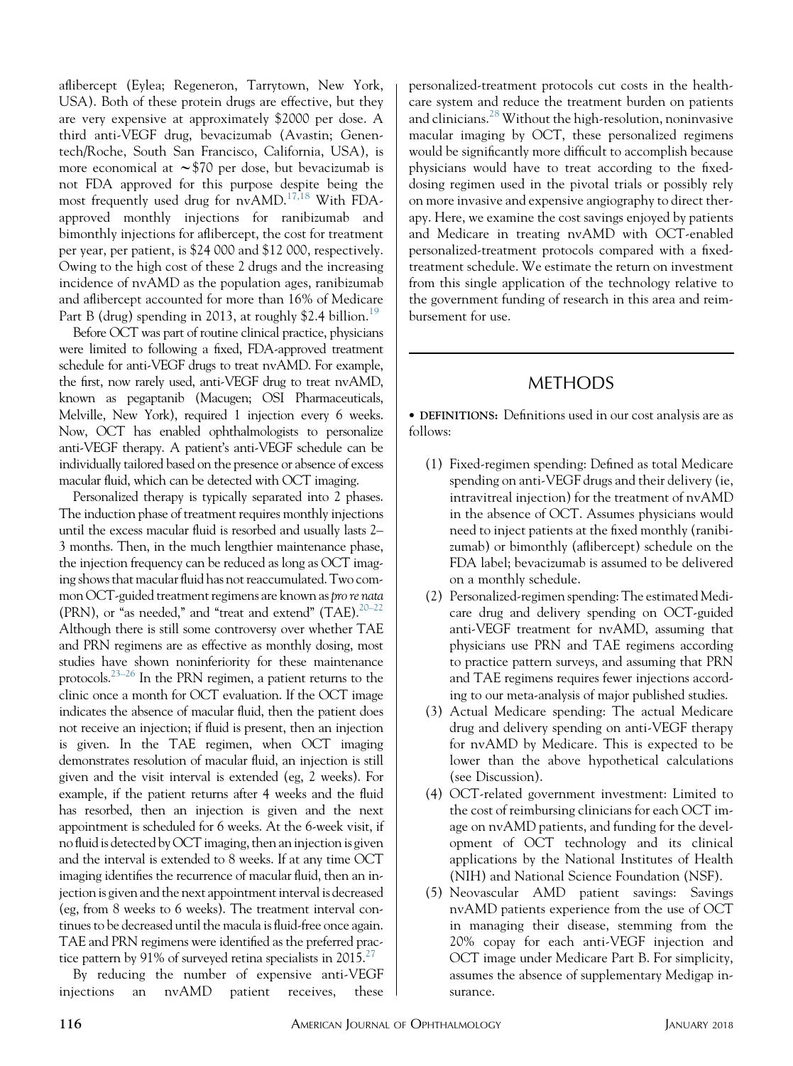aflibercept (Eylea; Regeneron, Tarrytown, New York, USA). Both of these protein drugs are effective, but they are very expensive at approximately $2000 per dose. A third anti-VEGF drug, bevacizumab (Avastin; Genentech/Roche, South San Francisco, California, USA), is more economical at ~$70 per dose, but bevacizumab is not FDA approved for this purpose despite being the most frequently used drug for nvAMD.[17,18] With FDA-approved monthly injections for ranibizumab and bimonthly injections for aflibercept, the cost for treatment per year, per patient, is $24 000 and $12 000, respectively. Owing to the high cost of these 2 drugs and the increasing incidence of nvAMD as the population ages, ranibizumab and aflibercept accounted for more than 16% of Medicare Part B (drug) spending in 2013, at roughly $2.4 billion.[19]

Before OCT was part of routine clinical practice, physicians were limited to following a fixed, FDA-approved treatment schedule for anti-VEGF drugs to treat nvAMD. For example, the first, now rarely used, anti-VEGF drug to treat nvAMD, known as pegaptanib (Macugen; OSI Pharmaceuticals, Melville, New York), required 1 injection every 6 weeks. Now, OCT has enabled ophthalmologists to personalize anti-VEGF therapy. A patient's anti-VEGF schedule can be individually tailored based on the presence or absence of excess macular fluid, which can be detected with OCT imaging.

Personalized therapy is typically separated into 2 phases. The induction phase of treatment requires monthly injections until the excess macular fluid is resorbed and usually lasts 2–3 months. Then, in the much lengthier maintenance phase, the injection frequency can be reduced as long as OCT imaging shows that macular fluid has not reaccumulated. Two common OCT-guided treatment regimens are known as *pro re nata* (PRN), or "as needed," and "treat and extend" (TAE).[20–22] Although there is still some controversy over whether TAE and PRN regimens are as effective as monthly dosing, most studies have shown noninferiority for these maintenance protocols.[23–26] In the PRN regimen, a patient returns to the clinic once a month for OCT evaluation. If the OCT image indicates the absence of macular fluid, then the patient does not receive an injection; if fluid is present, then an injection is given. In the TAE regimen, when OCT imaging demonstrates resolution of macular fluid, an injection is still given and the visit interval is extended (eg, 2 weeks). For example, if the patient returns after 4 weeks and the fluid has resorbed, then an injection is given and the next appointment is scheduled for 6 weeks. At the 6-week visit, if no fluid is detected by OCT imaging, then an injection is given and the interval is extended to 8 weeks. If at any time OCT imaging identifies the recurrence of macular fluid, then an injection is given and the next appointment interval is decreased (eg, from 8 weeks to 6 weeks). The treatment interval continues to be decreased until the macula is fluid-free once again. TAE and PRN regimens were identified as the preferred practice pattern by 91% of surveyed retina specialists in 2015.[27]

By reducing the number of expensive anti-VEGF injections an nvAMD patient receives, these personalized-treatment protocols cut costs in the healthcare system and reduce the treatment burden on patients and clinicians.[28] Without the high-resolution, noninvasive macular imaging by OCT, these personalized regimens would be significantly more difficult to accomplish because physicians would have to treat according to the fixed-dosing regimen used in the pivotal trials or possibly rely on more invasive and expensive angiography to direct therapy. Here, we examine the cost savings enjoyed by patients and Medicare in treating nvAMD with OCT-enabled personalized-treatment protocols compared with a fixed-treatment schedule. We estimate the return on investment from this single application of the technology relative to the government funding of research in this area and reimbursement for use.

## METHODS

• **DEFINITIONS:** Definitions used in our cost analysis are as follows:

1. Fixed-regimen spending: Defined as total Medicare spending on anti-VEGF drugs and their delivery (ie, intravitreal injection) for the treatment of nvAMD in the absence of OCT. Assumes physicians would need to inject patients at the fixed monthly (ranibizumab) or bimonthly (aflibercept) schedule on the FDA label; bevacizumab is assumed to be delivered on a monthly schedule.
2. Personalized-regimen spending: The estimated Medicare drug and delivery spending on OCT-guided anti-VEGF treatment for nvAMD, assuming that physicians use PRN and TAE regimens according to practice pattern surveys, and assuming that PRN and TAE regimens requires fewer injections according to our meta-analysis of major published studies.
3. Actual Medicare spending: The actual Medicare drug and delivery spending on anti-VEGF therapy for nvAMD by Medicare. This is expected to be lower than the above hypothetical calculations (see Discussion).
4. OCT-related government investment: Limited to the cost of reimbursing clinicians for each OCT image on nvAMD patients, and funding for the development of OCT technology and its clinical applications by the National Institutes of Health (NIH) and National Science Foundation (NSF).
5. Neovascular AMD patient savings: Savings nvAMD patients experience from the use of OCT in managing their disease, stemming from the 20% copay for each anti-VEGF injection and OCT image under Medicare Part B. For simplicity, assumes the absence of supplementary Medigap insurance.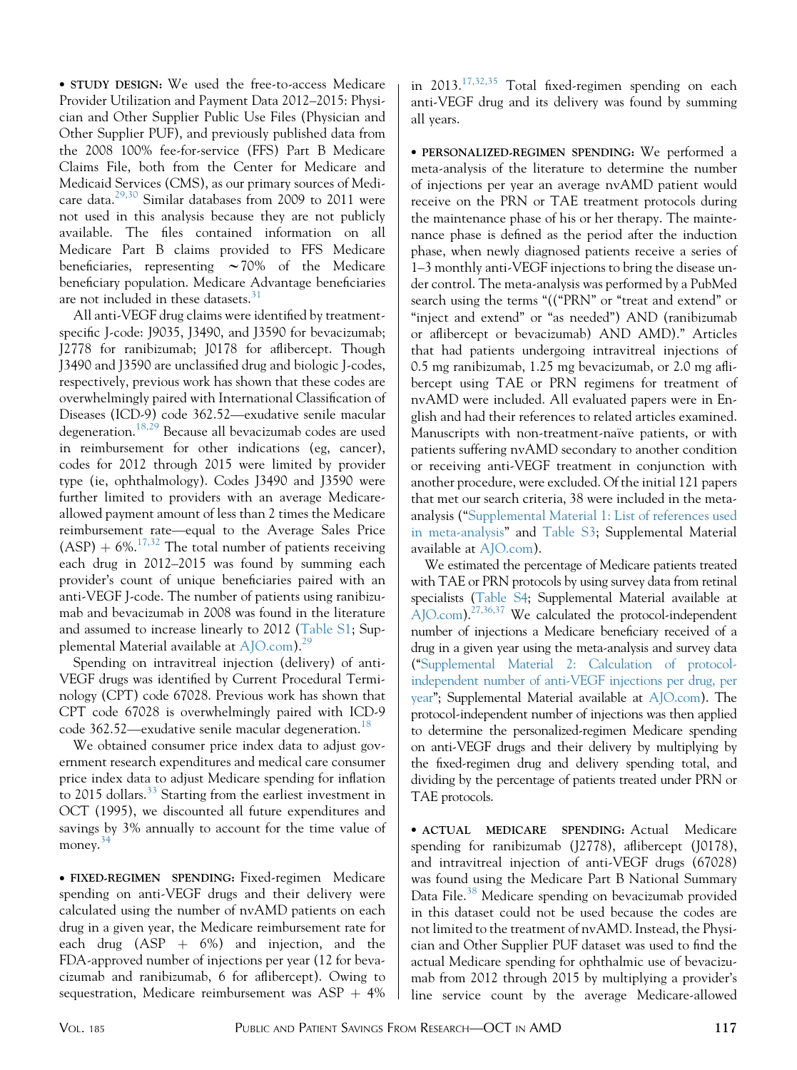**STUDY DESIGN:** We used the free-to-access Medicare Provider Utilization and Payment Data 2012–2015: Physician and Other Supplier Public Use Files (Physician and Other Supplier PUF), and previously published data from the 2008 100% fee-for-service (FFS) Part B Medicare Claims File, both from the Center for Medicare and Medicaid Services (CMS), as our primary sources of Medicare data.[29,30] Similar databases from 2009 to 2011 were not used in this analysis because they are not publicly available. The files contained information on all Medicare Part B claims provided to FFS Medicare beneficiaries, representing ~70% of the Medicare beneficiary population. Medicare Advantage beneficiaries are not included in these datasets.[31]

All anti-VEGF drug claims were identified by treatment-specific J-code: J9035, J3490, and J3590 for bevacizumab; J2778 for ranibizumab; J0178 for aflibercept. Though J3490 and J3590 are unclassified drug and biologic J-codes, respectively, previous work has shown that these codes are overwhelmingly paired with International Classification of Diseases (ICD-9) code 362.52—exudative senile macular degeneration.[18,29] Because all bevacizumab codes are used in reimbursement for other indications (eg, cancer), codes for 2012 through 2015 were limited by provider type (ie, ophthalmology). Codes J3490 and J3590 were further limited to providers with an average Medicare-allowed payment amount of less than 2 times the Medicare reimbursement rate—equal to the Average Sales Price (ASP) + 6%.[17,32] The total number of patients receiving each drug in 2012–2015 was found by summing each provider's count of unique beneficiaries paired with an anti-VEGF J-code. The number of patients using ranibizumab and bevacizumab in 2008 was found in the literature and assumed to increase linearly to 2012 (Table S1; Supplemental Material available at AJO.com).[29]

Spending on intravitreal injection (delivery) of anti-VEGF drugs was identified by Current Procedural Terminology (CPT) code 67028. Previous work has shown that CPT code 67028 is overwhelmingly paired with ICD-9 code 362.52—exudative senile macular degeneration.[18]

We obtained consumer price index data to adjust government research expenditures and medical care consumer price index data to adjust Medicare spending for inflation to 2015 dollars.[33] Starting from the earliest investment in OCT (1995), we discounted all future expenditures and savings by 3% annually to account for the time value of money.[34]

**FIXED-REGIMEN SPENDING:** Fixed-regimen Medicare spending on anti-VEGF drugs and their delivery were calculated using the number of nvAMD patients on each drug in a given year, the Medicare reimbursement rate for each drug (ASP + 6%) and injection, and the FDA-approved number of injections per year (12 for bevacizumab and ranibizumab, 6 for aflibercept). Owing to sequestration, Medicare reimbursement was ASP + 4% in 2013.[17,32,35] Total fixed-regimen spending on each anti-VEGF drug and its delivery was found by summing all years.

**PERSONALIZED-REGIMEN SPENDING:** We performed a meta-analysis of the literature to determine the number of injections per year an average nvAMD patient would receive on the PRN or TAE treatment protocols during the maintenance phase of his or her therapy. The maintenance phase is defined as the period after the induction phase, when newly diagnosed patients receive a series of 1–3 monthly anti-VEGF injections to bring the disease under control. The meta-analysis was performed by a PubMed search using the terms "(("PRN" or "treat and extend" or "inject and extend" or "as needed") AND (ranibizumab or aflibercept or bevacizumab) AND AMD)." Articles that had patients undergoing intravitreal injections of 0.5 mg ranibizumab, 1.25 mg bevacizumab, or 2.0 mg aflibercept using TAE or PRN regimens for treatment of nvAMD were included. All evaluated papers were in English and had their references to related articles examined. Manuscripts with non-treatment-naïve patients, or with patients suffering nvAMD secondary to another condition or receiving anti-VEGF treatment in conjunction with another procedure, were excluded. Of the initial 121 papers that met our search criteria, 38 were included in the meta-analysis ("Supplemental Material 1: List of references used in meta-analysis" and Table S3; Supplemental Material available at AJO.com).

We estimated the percentage of Medicare patients treated with TAE or PRN protocols by using survey data from retinal specialists (Table S4; Supplemental Material available at AJO.com).[27,36,37] We calculated the protocol-independent number of injections a Medicare beneficiary received of a drug in a given year using the meta-analysis and survey data ("Supplemental Material 2: Calculation of protocol-independent number of anti-VEGF injections per drug, per year"; Supplemental Material available at AJO.com). The protocol-independent number of injections was then applied to determine the personalized-regimen Medicare spending on anti-VEGF drugs and their delivery by multiplying by the fixed-regimen drug and delivery spending total, and dividing by the percentage of patients treated under PRN or TAE protocols.

**ACTUAL MEDICARE SPENDING:** Actual Medicare spending for ranibizumab (J2778), aflibercept (J0178), and intravitreal injection of anti-VEGF drugs (67028) was found using the Medicare Part B National Summary Data File.[38] Medicare spending on bevacizumab provided in this dataset could not be used because the codes are not limited to the treatment of nvAMD. Instead, the Physician and Other Supplier PUF dataset was used to find the actual Medicare spending for ophthalmic use of bevacizumab from 2012 through 2015 by multiplying a provider's line service count by the average Medicare-allowed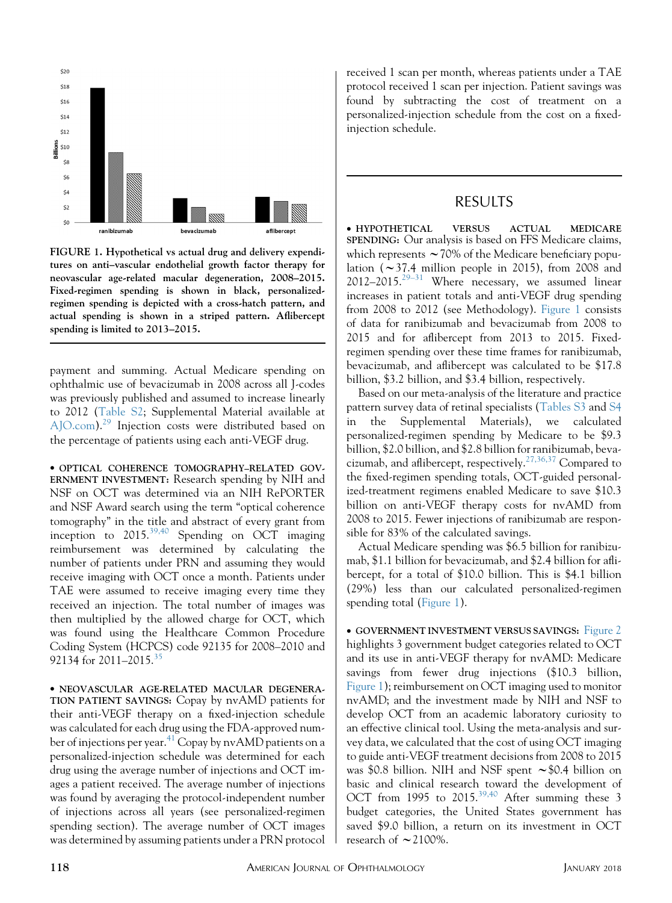FIGURE 1. Hypothetical vs actual drug and delivery expenditures on anti–vascular endothelial growth factor therapy for neovascular age-related macular degeneration, 2008–2015. Fixed-regimen spending is shown in black, personalized-regimen spending is depicted with a cross-hatch pattern, and actual spending is shown in a striped pattern. Aflibercept spending is limited to 2013–2015.

payment and summing. Actual Medicare spending on ophthalmic use of bevacizumab in 2008 across all J-codes was previously published and assumed to increase linearly to 2012 (Table S2; Supplemental Material available at AJO.com).[29] Injection costs were distributed based on the percentage of patients using each anti-VEGF drug.

• **OPTICAL COHERENCE TOMOGRAPHY–RELATED GOVERNMENT INVESTMENT:** Research spending by NIH and NSF on OCT was determined via an NIH RePORTER and NSF Award search using the term "optical coherence tomography" in the title and abstract of every grant from inception to 2015.[39,40] Spending on OCT imaging reimbursement was determined by calculating the number of patients under PRN and assuming they would receive imaging with OCT once a month. Patients under TAE were assumed to receive imaging every time they received an injection. The total number of images was then multiplied by the allowed charge for OCT, which was found using the Healthcare Common Procedure Coding System (HCPCS) code 92135 for 2008–2010 and 92134 for 2011–2015.[35]

• **NEOVASCULAR AGE-RELATED MACULAR DEGENERATION PATIENT SAVINGS:** Copay by nvAMD patients for their anti-VEGF therapy on a fixed-injection schedule was calculated for each drug using the FDA-approved number of injections per year.[41] Copay by nvAMD patients on a personalized-injection schedule was determined for each drug using the average number of injections and OCT images a patient received. The average number of injections was found by averaging the protocol-independent number of injections across all years (see personalized-regimen spending section). The average number of OCT images was determined by assuming patients under a PRN protocol received 1 scan per month, whereas patients under a TAE protocol received 1 scan per injection. Patient savings was found by subtracting the cost of treatment on a personalized-injection schedule from the cost on a fixed-injection schedule.

## RESULTS

• **HYPOTHETICAL VERSUS ACTUAL MEDICARE SPENDING:** Our analysis is based on FFS Medicare claims, which represents ~70% of the Medicare beneficiary population (~37.4 million people in 2015), from 2008 and 2012–2015.[29–31] Where necessary, we assumed linear increases in patient totals and anti-VEGF drug spending from 2008 to 2012 (see Methodology). Figure 1 consists of data for ranibizumab and bevacizumab from 2008 to 2015 and for aflibercept from 2013 to 2015. Fixed-regimen spending over these time frames for ranibizumab, bevacizumab, and aflibercept was calculated to be $17.8 billion, $3.2 billion, and $3.4 billion, respectively.

Based on our meta-analysis of the literature and practice pattern survey data of retinal specialists (Tables S3 and S4 in the Supplemental Materials), we calculated personalized-regimen spending by Medicare to be $9.3 billion, $2.0 billion, and $2.8 billion for ranibizumab, bevacizumab, and aflibercept, respectively.[27,36,37] Compared to the fixed-regimen spending totals, OCT-guided personalized-treatment regimens enabled Medicare to save $10.3 billion on anti-VEGF therapy costs for nvAMD from 2008 to 2015. Fewer injections of ranibizumab are responsible for 83% of the calculated savings.

Actual Medicare spending was $6.5 billion for ranibizumab, $1.1 billion for bevacizumab, and $2.4 billion for aflibercept, for a total of $10.0 billion. This is $4.1 billion (29%) less than our calculated personalized-regimen spending total (Figure 1).

• **GOVERNMENT INVESTMENT VERSUS SAVINGS:** Figure 2 highlights 3 government budget categories related to OCT and its use in anti-VEGF therapy for nvAMD: Medicare savings from fewer drug injections ($10.3 billion, Figure 1); reimbursement on OCT imaging used to monitor nvAMD; and the investment made by NIH and NSF to develop OCT from an academic laboratory curiosity to an effective clinical tool. Using the meta-analysis and survey data, we calculated that the cost of using OCT imaging to guide anti-VEGF treatment decisions from 2008 to 2015 was $0.8 billion. NIH and NSF spent ~$0.4 billion on basic and clinical research toward the development of OCT from 1995 to 2015.[39,40] After summing these 3 budget categories, the United States government has saved $9.0 billion, a return on its investment in OCT research of ~2100%.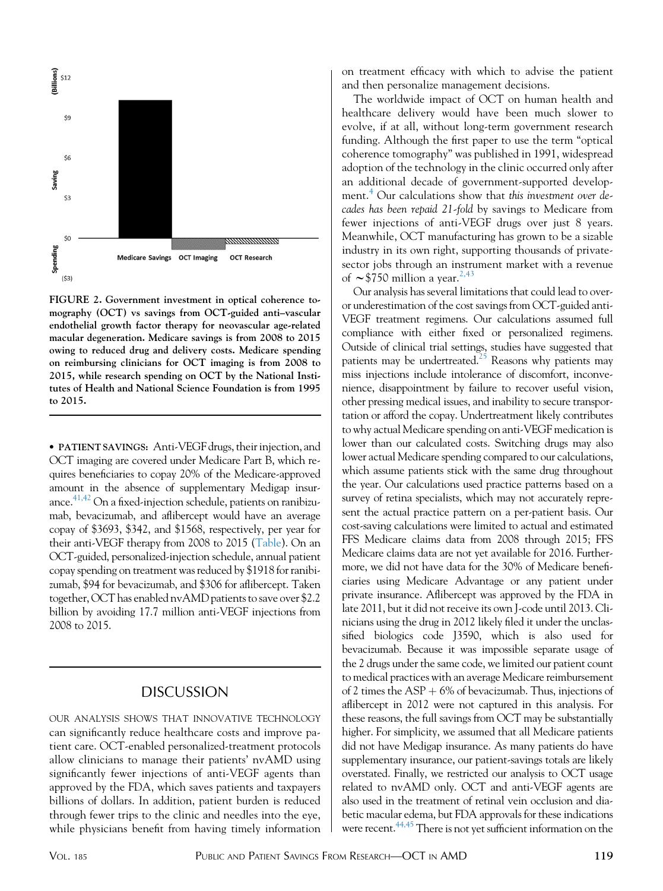FIGURE 2. Government investment in optical coherence tomography (OCT) vs savings from OCT-guided anti–vascular endothelial growth factor therapy for neovascular age-related macular degeneration. Medicare savings is from 2008 to 2015 owing to reduced drug and delivery costs. Medicare spending on reimbursing clinicians for OCT imaging is from 2008 to 2015, while research spending on OCT by the National Institutes of Health and National Science Foundation is from 1995 to 2015.

- **PATIENT SAVINGS:** Anti-VEGF drugs, their injection, and OCT imaging are covered under Medicare Part B, which requires beneficiaries to copay 20% of the Medicare-approved amount in the absence of supplementary Medigap insurance.[41,42] On a fixed-injection schedule, patients on ranibizumab, bevacizumab, and aflibercept would have an average copay of \$3693, \$342, and \$1568, respectively, per year for their anti-VEGF therapy from 2008 to 2015 (Table). On an OCT-guided, personalized-injection schedule, annual patient copay spending on treatment was reduced by \$1918 for ranibizumab, \$94 for bevacizumab, and \$306 for aflibercept. Taken together, OCT has enabled nvAMD patients to save over \$2.2 billion by avoiding 17.7 million anti-VEGF injections from 2008 to 2015.

## DISCUSSION

OUR ANALYSIS SHOWS THAT INNOVATIVE TECHNOLOGY can significantly reduce healthcare costs and improve patient care. OCT-enabled personalized-treatment protocols allow clinicians to manage their patients' nvAMD using significantly fewer injections of anti-VEGF agents than approved by the FDA, which saves patients and taxpayers billions of dollars. In addition, patient burden is reduced through fewer trips to the clinic and needles into the eye, while physicians benefit from having timely information on treatment efficacy with which to advise the patient and then personalize management decisions.

The worldwide impact of OCT on human health and healthcare delivery would have been much slower to evolve, if at all, without long-term government research funding. Although the first paper to use the term "optical coherence tomography" was published in 1991, widespread adoption of the technology in the clinic occurred only after an additional decade of government-supported development.[4] Our calculations show that *this investment over decades has been repaid 21-fold* by savings to Medicare from fewer injections of anti-VEGF drugs over just 8 years. Meanwhile, OCT manufacturing has grown to be a sizable industry in its own right, supporting thousands of private-sector jobs through an instrument market with a revenue of ~\$750 million a year.[2,43]

Our analysis has several limitations that could lead to over- or underestimation of the cost savings from OCT-guided anti-VEGF treatment regimens. Our calculations assumed full compliance with either fixed or personalized regimens. Outside of clinical trial settings, studies have suggested that patients may be undertreated.[25] Reasons why patients may miss injections include intolerance of discomfort, inconvenience, disappointment by failure to recover useful vision, other pressing medical issues, and inability to secure transportation or afford the copay. Undertreatment likely contributes to why actual Medicare spending on anti-VEGF medication is lower than our calculated costs. Switching drugs may also lower actual Medicare spending compared to our calculations, which assume patients stick with the same drug throughout the year. Our calculations used practice patterns based on a survey of retina specialists, which may not accurately represent the actual practice pattern on a per-patient basis. Our cost-saving calculations were limited to actual and estimated FFS Medicare claims data from 2008 through 2015; FFS Medicare claims data are not yet available for 2016. Furthermore, we did not have data for the 30% of Medicare beneficiaries using Medicare Advantage or any patient under private insurance. Aflibercept was approved by the FDA in late 2011, but it did not receive its own J-code until 2013. Clinicians using the drug in 2012 likely filed it under the unclassified biologics code J3590, which is also used for bevacizumab. Because it was impossible separate usage of the 2 drugs under the same code, we limited our patient count to medical practices with an average Medicare reimbursement of 2 times the ASP + 6% of bevacizumab. Thus, injections of aflibercept in 2012 were not captured in this analysis. For these reasons, the full savings from OCT may be substantially higher. For simplicity, we assumed that all Medicare patients did not have Medigap insurance. As many patients do have supplementary insurance, our patient-savings totals are likely overstated. Finally, we restricted our analysis to OCT usage related to nvAMD only. OCT and anti-VEGF agents are also used in the treatment of retinal vein occlusion and diabetic macular edema, but FDA approvals for these indications were recent.[44,45] There is not yet sufficient information on the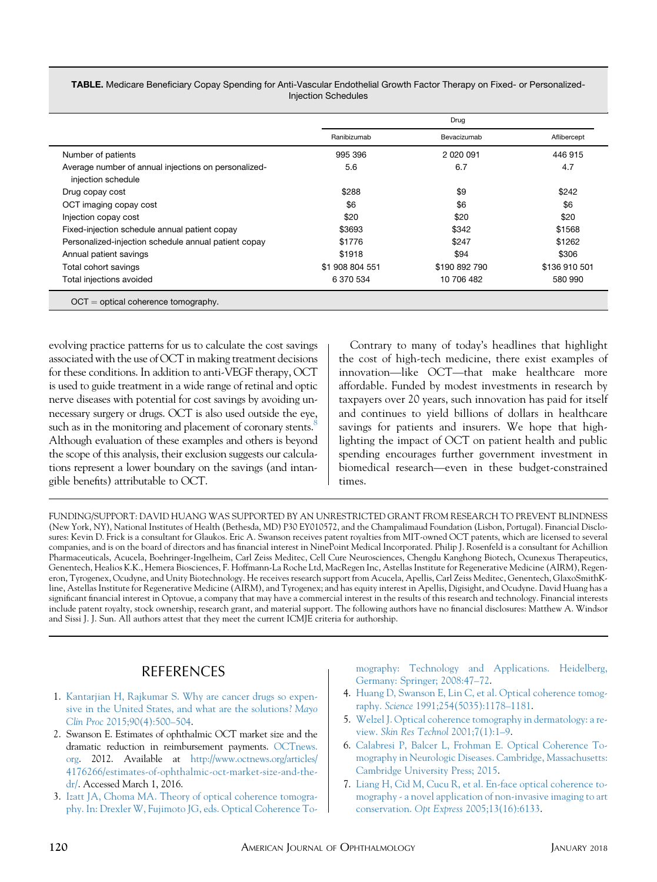**TABLE.** Medicare Beneficiary Copay Spending for Anti-Vascular Endothelial Growth Factor Therapy on Fixed- or Personalized-Injection Schedules

| | Drug | | |
|---|---|---|---|
| | Ranibizumab | Bevacizumab | Aflibercept |
| Number of patients | 995 396 | 2 020 091 | 446 915 |
| Average number of annual injections on personalized-injection schedule | 5.6 | 6.7 | 4.7 |
| Drug copay cost | $288 | $9 | $242 |
| OCT imaging copay cost | $6 | $6 | $6 |
| Injection copay cost | $20 | $20 | $20 |
| Fixed-injection schedule annual patient copay | $3693 | $342 | $1568 |
| Personalized-injection schedule annual patient copay | $1776 | $247 | $1262 |
| Annual patient savings | $1918 | $94 | $306 |
| Total cohort savings | $1 908 804 551 | $190 892 790 | $136 910 501 |
| Total injections avoided | 6 370 534 | 10 706 482 | 580 990 |

OCT = optical coherence tomography.

evolving practice patterns for us to calculate the cost savings associated with the use of OCT in making treatment decisions for these conditions. In addition to anti-VEGF therapy, OCT is used to guide treatment in a wide range of retinal and optic nerve diseases with potential for cost savings by avoiding unnecessary surgery or drugs. OCT is also used outside the eye, such as in the monitoring and placement of coronary stents.[8] Although evaluation of these examples and others is beyond the scope of this analysis, their exclusion suggests our calculations represent a lower boundary on the savings (and intangible benefits) attributable to OCT.

Contrary to many of today's headlines that highlight the cost of high-tech medicine, there exist examples of innovation—like OCT—that make healthcare more affordable. Funded by modest investments in research by taxpayers over 20 years, such innovation has paid for itself and continues to yield billions of dollars in healthcare savings for patients and insurers. We hope that highlighting the impact of OCT on patient health and public spending encourages further government investment in biomedical research—even in these budget-constrained times.

FUNDING/SUPPORT: DAVID HUANG WAS SUPPORTED BY AN UNRESTRICTED GRANT FROM RESEARCH TO PREVENT BLINDNESS (New York, NY), National Institutes of Health (Bethesda, MD) P30 EY010572, and the Champalimaud Foundation (Lisbon, Portugal). Financial Disclosures: Kevin D. Frick is a consultant for Glaukos. Eric A. Swanson receives patent royalties from MIT-owned OCT patents, which are licensed to several companies, and is on the board of directors and has financial interest in NinePoint Medical Incorporated. Philip J. Rosenfeld is a consultant for Achillion Pharmaceuticals, Acucela, Boehringer-Ingelheim, Carl Zeiss Meditec, Cell Cure Neurosciences, Chengdu Kanghong Biotech, Ocunexus Therapeutics, Genentech, Healios K.K., Hemera Biosciences, F. Hoffmann-La Roche Ltd, MacRegen Inc, Astellas Institute for Regenerative Medicine (AIRM), Regeneron, Tyrogenex, Ocudyne, and Unity Biotechnology. He receives research support from Acucela, Apellis, Carl Zeiss Meditec, Genentech, GlaxoSmithKline, Astellas Institute for Regenerative Medicine (AIRM), and Tyrogenex; and has equity interest in Apellis, Digisight, and Ocudyne. David Huang has a significant financial interest in Optovue, a company that may have a commercial interest in the results of this research and technology. Financial interests include patent royalty, stock ownership, research grant, and material support. The following authors have no financial disclosures: Matthew A. Windsor and Sissi J. J. Sun. All authors attest that they meet the current ICMJE criteria for authorship.

## REFERENCES

1. Kantarjian H, Rajkumar S. Why are cancer drugs so expensive in the United States, and what are the solutions? *Mayo Clin Proc* 2015;90(4):500–504.
2. Swanson E. Estimates of ophthalmic OCT market size and the dramatic reduction in reimbursement payments. OCTnews.org. 2012. Available at http://www.octnews.org/articles/4176266/estimates-of-ophthalmic-oct-market-size-and-the-dr/. Accessed March 1, 2016.
3. Izatt JA, Choma MA. Theory of optical coherence tomography. In: Drexler W, Fujimoto JG, eds. Optical Coherence Tomography: Technology and Applications. Heidelberg, Germany: Springer; 2008:47–72.
4. Huang D, Swanson E, Lin C, et al. Optical coherence tomography. *Science* 1991;254(5035):1178–1181.
5. Welzel J. Optical coherence tomography in dermatology: a review. *Skin Res Technol* 2001;7(1):1–9.
6. Calabresi P, Balcer L, Frohman E. Optical Coherence Tomography in Neurologic Diseases. Cambridge, Massachusetts: Cambridge University Press; 2015.
7. Liang H, Cid M, Cucu R, et al. En-face optical coherence tomography - a novel application of non-invasive imaging to art conservation. *Opt Express* 2005;13(16):6133.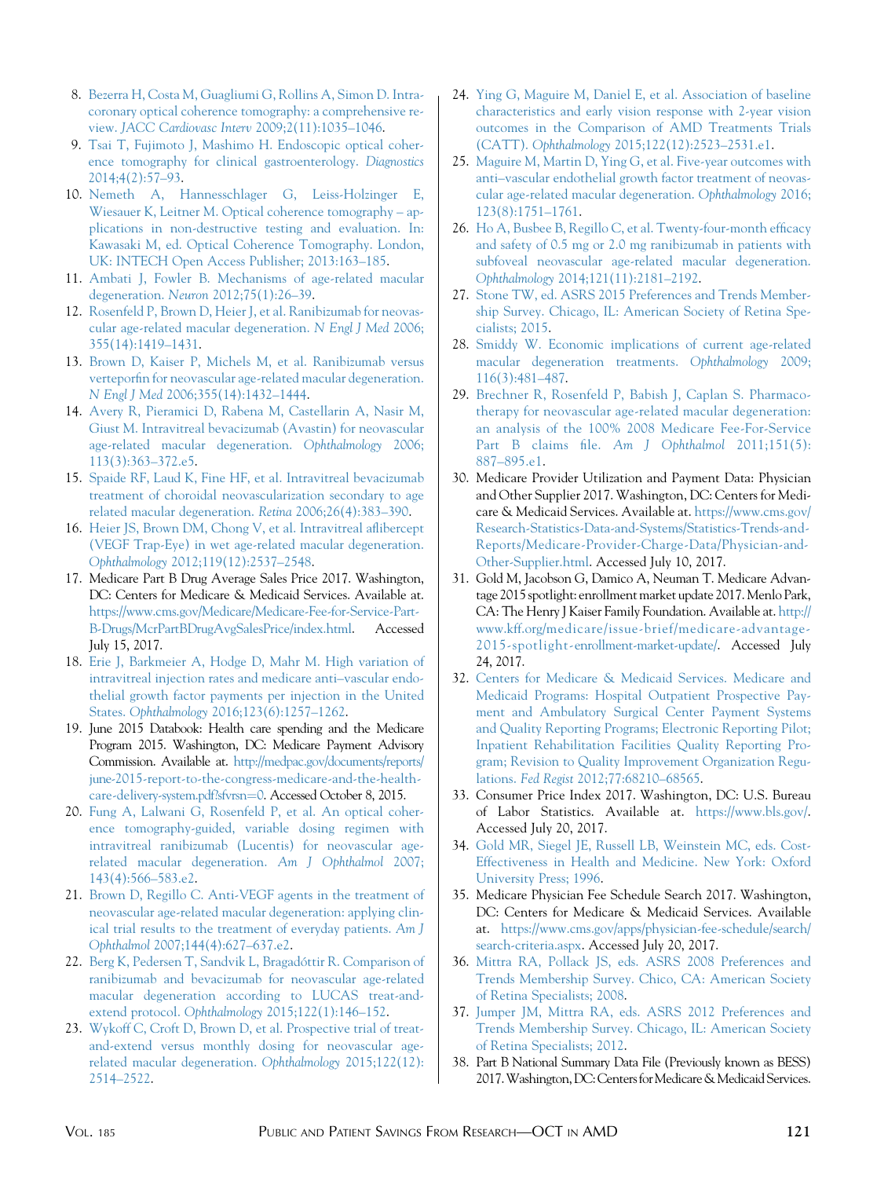8. Bezerra H, Costa M, Guagliumi G, Rollins A, Simon D. Intracoronary optical coherence tomography: a comprehensive review. *JACC Cardiovasc Interv* 2009;2(11):1035–1046.
9. Tsai T, Fujimoto J, Mashimo H. Endoscopic optical coherence tomography for clinical gastroenterology. *Diagnostics* 2014;4(2):57–93.
10. Nemeth A, Hannesschlager G, Leiss-Holzinger E, Wiesauer K, Leitner M. Optical coherence tomography – applications in non-destructive testing and evaluation. In: Kawasaki M, ed. Optical Coherence Tomography. London, UK: INTECH Open Access Publisher; 2013:163–185.
11. Ambati J, Fowler B. Mechanisms of age-related macular degeneration. *Neuron* 2012;75(1):26–39.
12. Rosenfeld P, Brown D, Heier J, et al. Ranibizumab for neovascular age-related macular degeneration. *N Engl J Med* 2006;355(14):1419–1431.
13. Brown D, Kaiser P, Michels M, et al. Ranibizumab versus verteporfin for neovascular age-related macular degeneration. *N Engl J Med* 2006;355(14):1432–1444.
14. Avery R, Pieramici D, Rabena M, Castellarin A, Nasir M, Giust M. Intravitreal bevacizumab (Avastin) for neovascular age-related macular degeneration. *Ophthalmology* 2006;113(3):363–372.e5.
15. Spaide RF, Laud K, Fine HF, et al. Intravitreal bevacizumab treatment of choroidal neovascularization secondary to age related macular degeneration. *Retina* 2006;26(4):383–390.
16. Heier JS, Brown DM, Chong V, et al. Intravitreal aflibercept (VEGF Trap-Eye) in wet age-related macular degeneration. *Ophthalmology* 2012;119(12):2537–2548.
17. Medicare Part B Drug Average Sales Price 2017. Washington, DC: Centers for Medicare & Medicaid Services. Available at. https://www.cms.gov/Medicare/Medicare-Fee-for-Service-Part-B-Drugs/McrPartBDrugAvgSalesPrice/index.html. Accessed July 15, 2017.
18. Erie J, Barkmeier A, Hodge D, Mahr M. High variation of intravitreal injection rates and medicare anti–vascular endothelial growth factor payments per injection in the United States. *Ophthalmology* 2016;123(6):1257–1262.
19. June 2015 Databook: Health care spending and the Medicare Program 2015. Washington, DC: Medicare Payment Advisory Commission. Available at. http://medpac.gov/documents/reports/june-2015-report-to-the-congress-medicare-and-the-health-care-delivery-system.pdf?sfvrsn=0. Accessed October 8, 2015.
20. Fung A, Lalwani G, Rosenfeld P, et al. An optical coherence tomography-guided, variable dosing regimen with intravitreal ranibizumab (Lucentis) for neovascular age-related macular degeneration. *Am J Ophthalmol* 2007;143(4):566–583.e2.
21. Brown D, Regillo C. Anti-VEGF agents in the treatment of neovascular age-related macular degeneration: applying clinical trial results to the treatment of everyday patients. *Am J Ophthalmol* 2007;144(4):627–637.e2.
22. Berg K, Pedersen T, Sandvik L, Bragadóttir R. Comparison of ranibizumab and bevacizumab for neovascular age-related macular degeneration according to LUCAS treat-and-extend protocol. *Ophthalmology* 2015;122(1):146–152.
23. Wykoff C, Croft D, Brown D, et al. Prospective trial of treat-and-extend versus monthly dosing for neovascular age-related macular degeneration. *Ophthalmology* 2015;122(12):2514–2522.
24. Ying G, Maguire M, Daniel E, et al. Association of baseline characteristics and early vision response with 2-year vision outcomes in the Comparison of AMD Treatments Trials (CATT). *Ophthalmology* 2015;122(12):2523–2531.e1.
25. Maguire M, Martin D, Ying G, et al. Five-year outcomes with anti–vascular endothelial growth factor treatment of neovascular age-related macular degeneration. *Ophthalmology* 2016;123(8):1751–1761.
26. Ho A, Busbee B, Regillo C, et al. Twenty-four-month efficacy and safety of 0.5 mg or 2.0 mg ranibizumab in patients with subfoveal neovascular age-related macular degeneration. *Ophthalmology* 2014;121(11):2181–2192.
27. Stone TW, ed. ASRS 2015 Preferences and Trends Membership Survey. Chicago, IL: American Society of Retina Specialists; 2015.
28. Smiddy W. Economic implications of current age-related macular degeneration treatments. *Ophthalmology* 2009;116(3):481–487.
29. Brechner R, Rosenfeld P, Babish J, Caplan S. Pharmacotherapy for neovascular age-related macular degeneration: an analysis of the 100% 2008 Medicare Fee-For-Service Part B claims file. *Am J Ophthalmol* 2011;151(5):887–895.e1.
30. Medicare Provider Utilization and Payment Data: Physician and Other Supplier 2017. Washington, DC: Centers for Medicare & Medicaid Services. Available at. https://www.cms.gov/Research-Statistics-Data-and-Systems/Statistics-Trends-and-Reports/Medicare-Provider-Charge-Data/Physician-and-Other-Supplier.html. Accessed July 10, 2017.
31. Gold M, Jacobson G, Damico A, Neuman T. Medicare Advantage 2015 spotlight: enrollment market update 2017. Menlo Park, CA: The Henry J Kaiser Family Foundation. Available at. http://www.kff.org/medicare/issue-brief/medicare-advantage-2015-spotlight-enrollment-market-update/. Accessed July 24, 2017.
32. Centers for Medicare & Medicaid Services. Medicare and Medicaid Programs: Hospital Outpatient Prospective Payment and Ambulatory Surgical Center Payment Systems and Quality Reporting Programs; Electronic Reporting Pilot; Inpatient Rehabilitation Facilities Quality Reporting Program; Revision to Quality Improvement Organization Regulations. *Fed Regist* 2012;77:68210–68565.
33. Consumer Price Index 2017. Washington, DC: U.S. Bureau of Labor Statistics. Available at. https://www.bls.gov/. Accessed July 20, 2017.
34. Gold MR, Siegel JE, Russell LB, Weinstein MC, eds. Cost-Effectiveness in Health and Medicine. New York: Oxford University Press; 1996.
35. Medicare Physician Fee Schedule Search 2017. Washington, DC: Centers for Medicare & Medicaid Services. Available at. https://www.cms.gov/apps/physician-fee-schedule/search/search-criteria.aspx. Accessed July 20, 2017.
36. Mittra RA, Pollack JS, eds. ASRS 2008 Preferences and Trends Membership Survey. Chico, CA: American Society of Retina Specialists; 2008.
37. Jumper JM, Mittra RA, eds. ASRS 2012 Preferences and Trends Membership Survey. Chicago, IL: American Society of Retina Specialists; 2012.
38. Part B National Summary Data File (Previously known as BESS) 2017. Washington, DC: Centers for Medicare & Medicaid Services.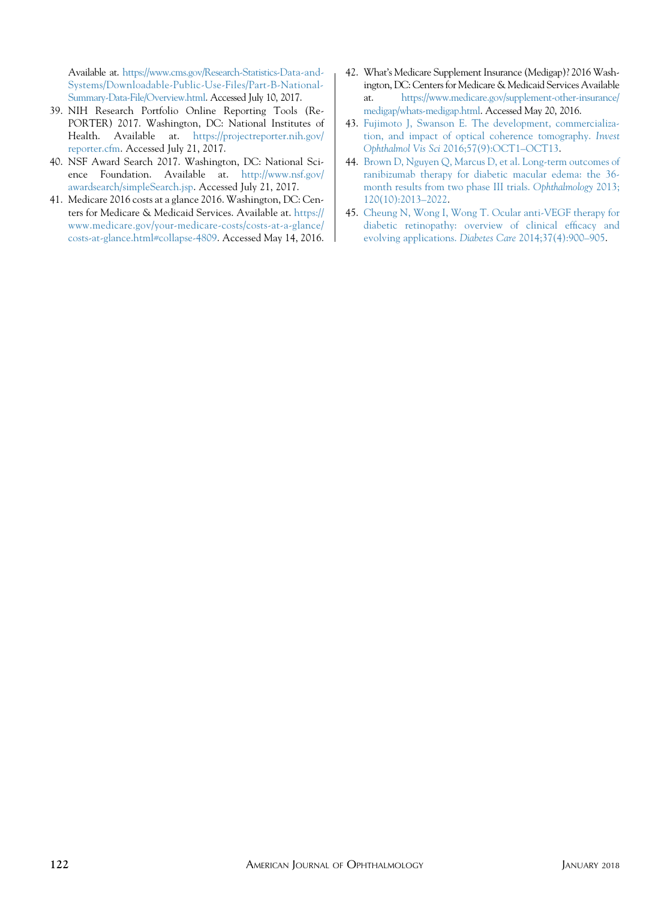Available at. https://www.cms.gov/Research-Statistics-Data-and-Systems/Downloadable-Public-Use-Files/Part-B-National-Summary-Data-File/Overview.html. Accessed July 10, 2017.

39. NIH Research Portfolio Online Reporting Tools (RePORTER) 2017. Washington, DC: National Institutes of Health. Available at. https://projectreporter.nih.gov/reporter.cfm. Accessed July 21, 2017.
40. NSF Award Search 2017. Washington, DC: National Science Foundation. Available at. http://www.nsf.gov/awardsearch/simpleSearch.jsp. Accessed July 21, 2017.
41. Medicare 2016 costs at a glance 2016. Washington, DC: Centers for Medicare & Medicaid Services. Available at. https://www.medicare.gov/your-medicare-costs/costs-at-a-glance/costs-at-glance.html#collapse-4809. Accessed May 14, 2016.
42. What's Medicare Supplement Insurance (Medigap)? 2016 Washington, DC: Centers for Medicare & Medicaid Services Available at. https://www.medicare.gov/supplement-other-insurance/medigap/whats-medigap.html. Accessed May 20, 2016.
43. Fujimoto J, Swanson E. The development, commercialization, and impact of optical coherence tomography. *Invest Ophthalmol Vis Sci* 2016;57(9):OCT1–OCT13.
44. Brown D, Nguyen Q, Marcus D, et al. Long-term outcomes of ranibizumab therapy for diabetic macular edema: the 36-month results from two phase III trials. *Ophthalmology* 2013;120(10):2013–2022.
45. Cheung N, Wong I, Wong T. Ocular anti-VEGF therapy for diabetic retinopathy: overview of clinical efficacy and evolving applications. *Diabetes Care* 2014;37(4):900–905.